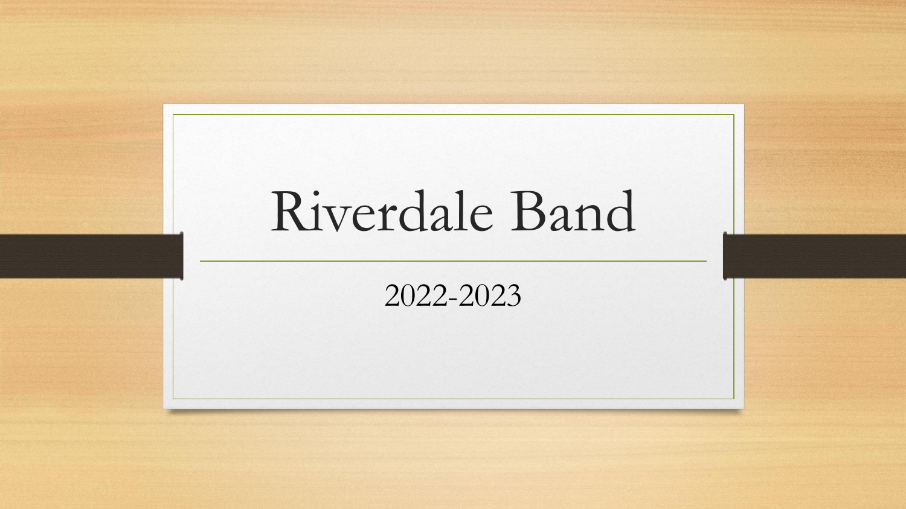# Riverdale Band

2022-2023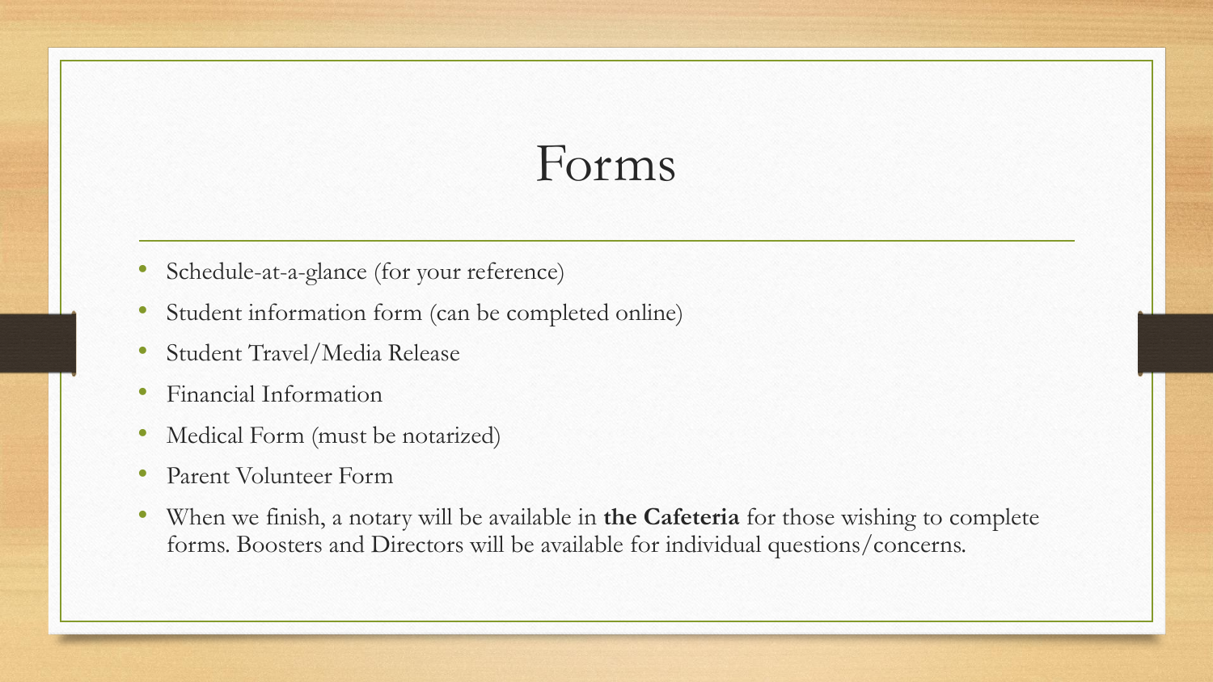# Forms

- Schedule-at-a-glance (for your reference)
- Student information form (can be completed online)
- Student Travel/Media Release
- Financial Information
- Medical Form (must be notarized)
- Parent Volunteer Form
- When we finish, a notary will be available in **the Cafeteria** for those wishing to complete forms. Boosters and Directors will be available for individual questions/concerns.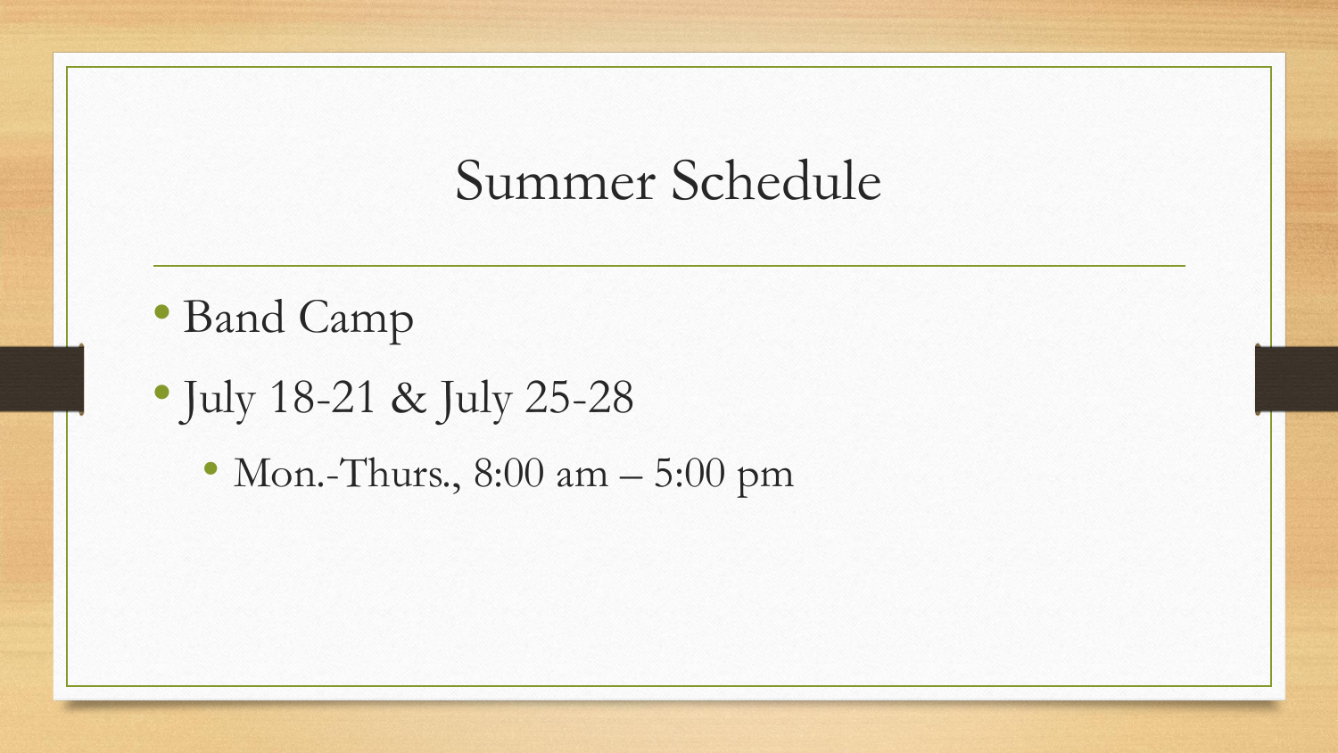# Summer Schedule

- Band Camp
- July 18-21 & July 25-28
  - Mon.-Thurs., 8:00 am – 5:00 pm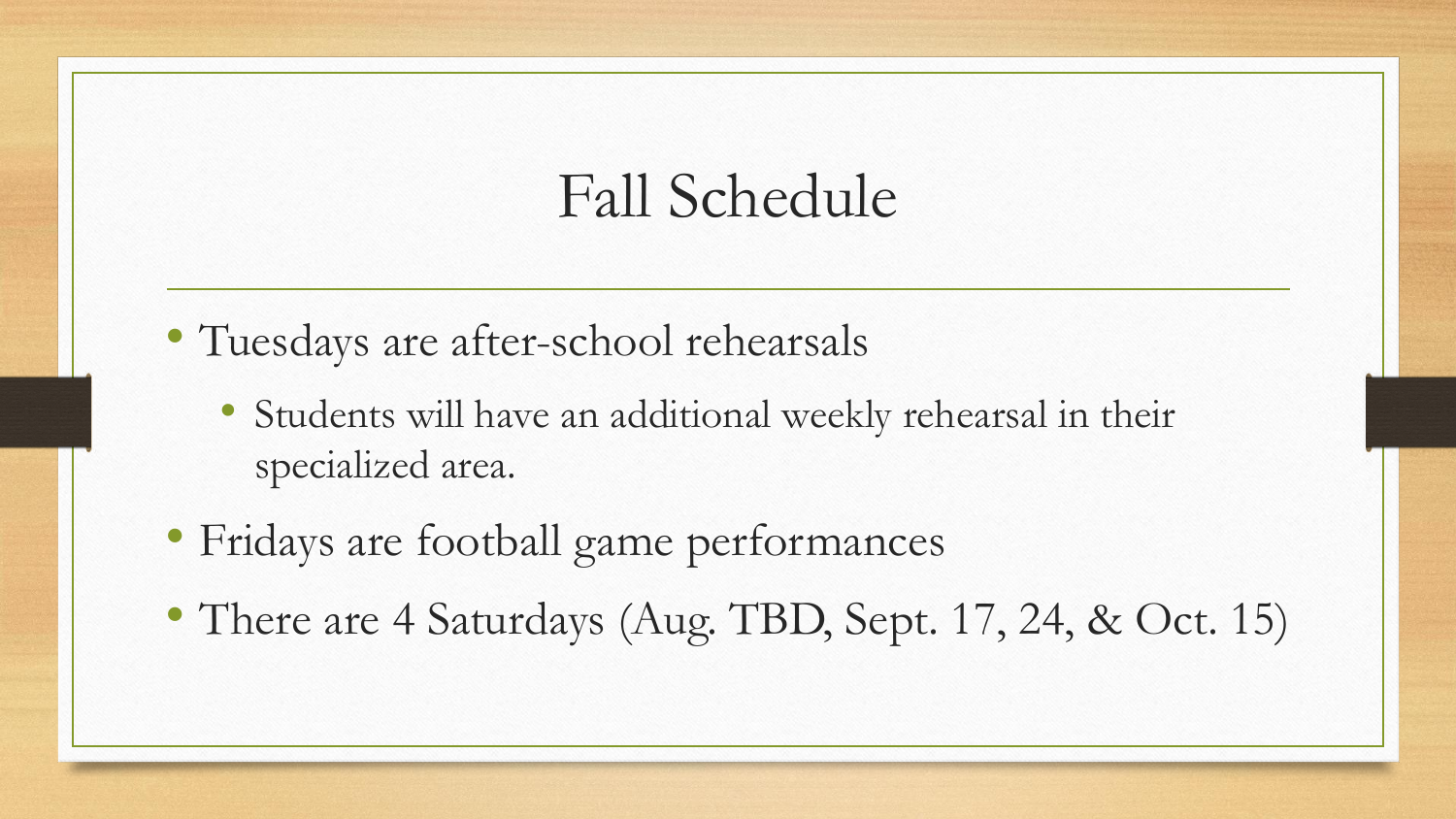# Fall Schedule

- Tuesdays are after-school rehearsals
  - Students will have an additional weekly rehearsal in their specialized area.
- Fridays are football game performances
- There are 4 Saturdays (Aug. TBD, Sept. 17, 24, & Oct. 15)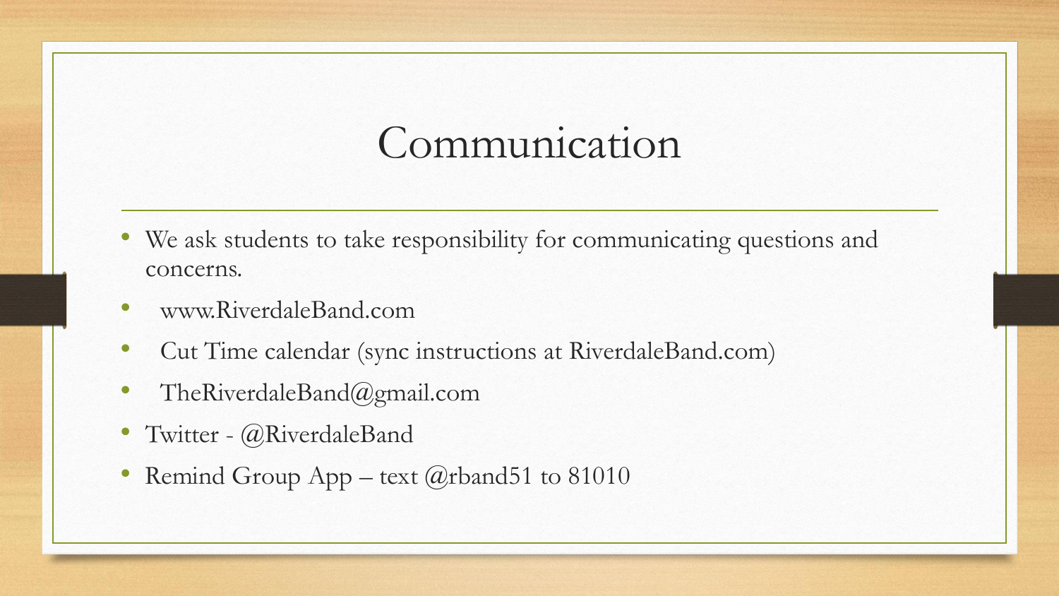# Communication

- We ask students to take responsibility for communicating questions and concerns.
- www.RiverdaleBand.com
- Cut Time calendar (sync instructions at RiverdaleBand.com)
- TheRiverdaleBand@gmail.com
- Twitter - @RiverdaleBand
- Remind Group App – text @rband51 to 81010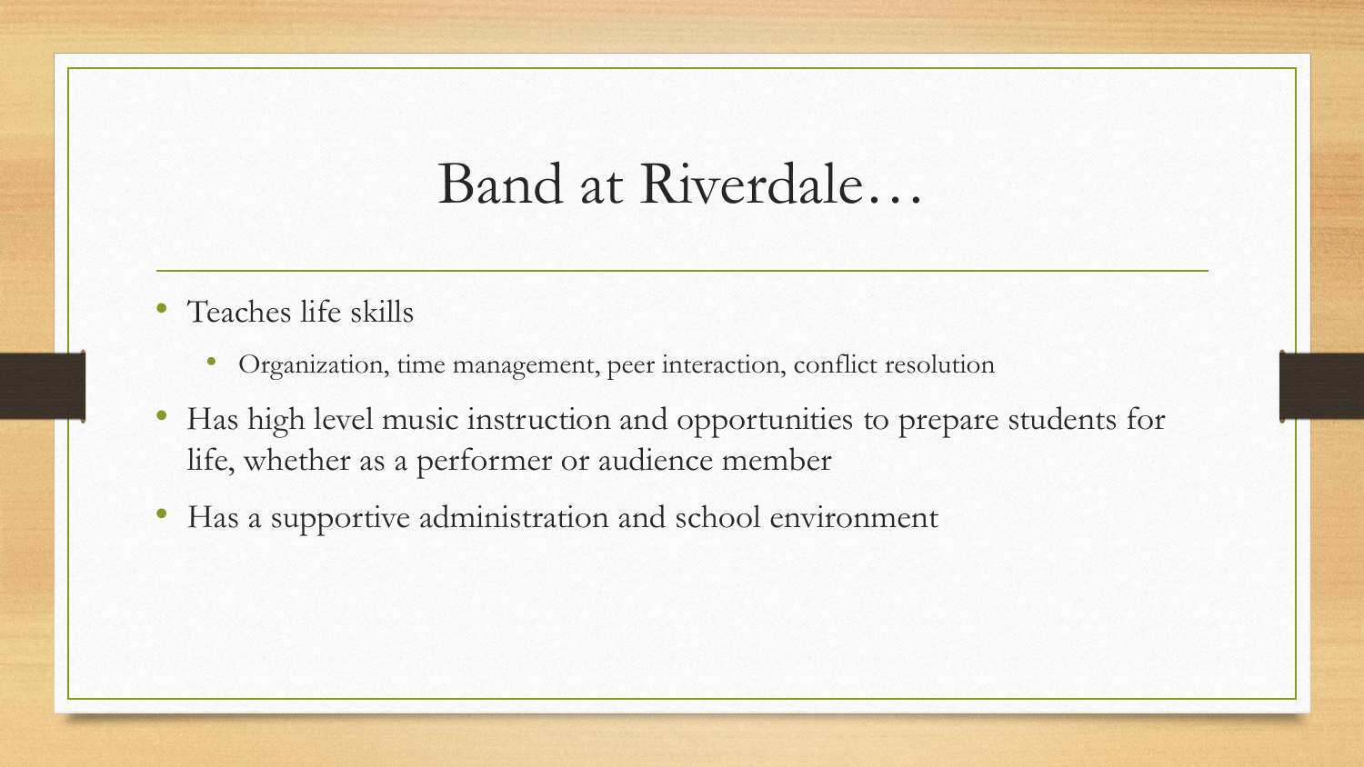# Band at Riverdale…

- Teaches life skills
    - Organization, time management, peer interaction, conflict resolution
- Has high level music instruction and opportunities to prepare students for life, whether as a performer or audience member
- Has a supportive administration and school environment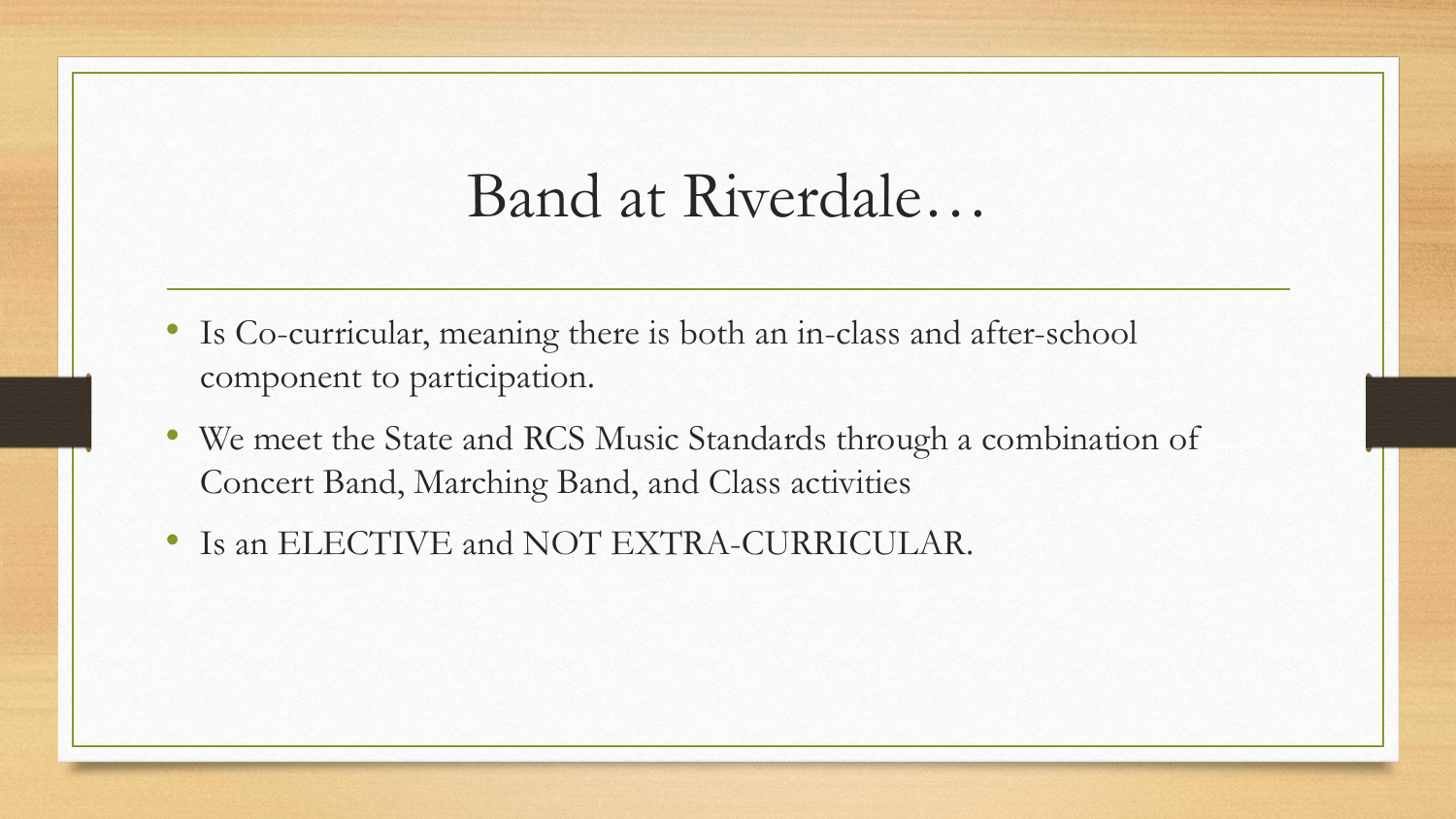# Band at Riverdale…

- Is Co-curricular, meaning there is both an in-class and after-school component to participation.
- We meet the State and RCS Music Standards through a combination of Concert Band, Marching Band, and Class activities
- Is an ELECTIVE and NOT EXTRA-CURRICULAR.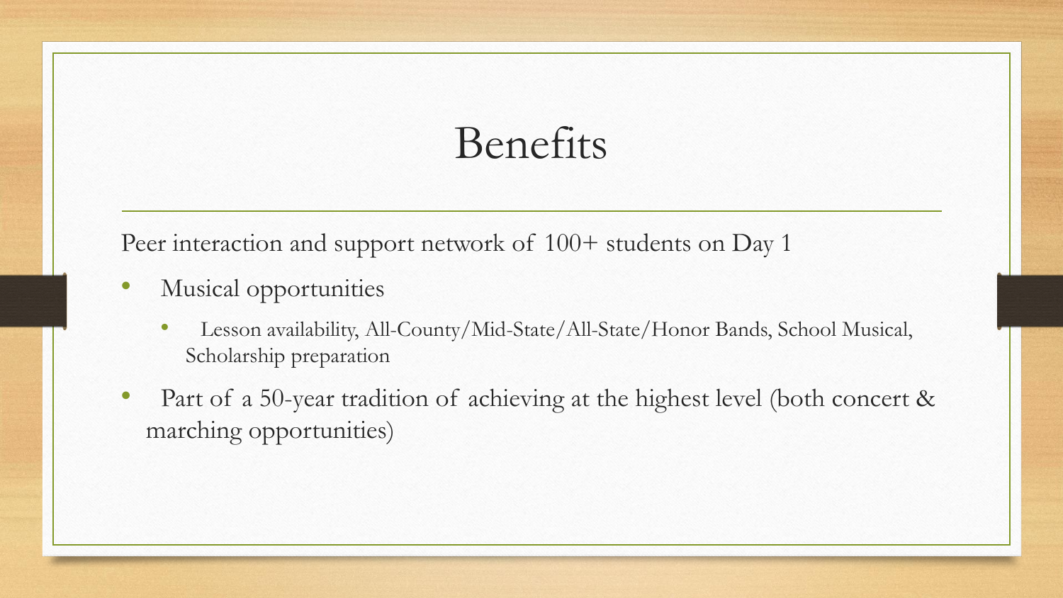# Benefits

Peer interaction and support network of 100+ students on Day 1

- Musical opportunities
  - Lesson availability, All-County/Mid-State/All-State/Honor Bands, School Musical, Scholarship preparation
- Part of a 50-year tradition of achieving at the highest level (both concert & marching opportunities)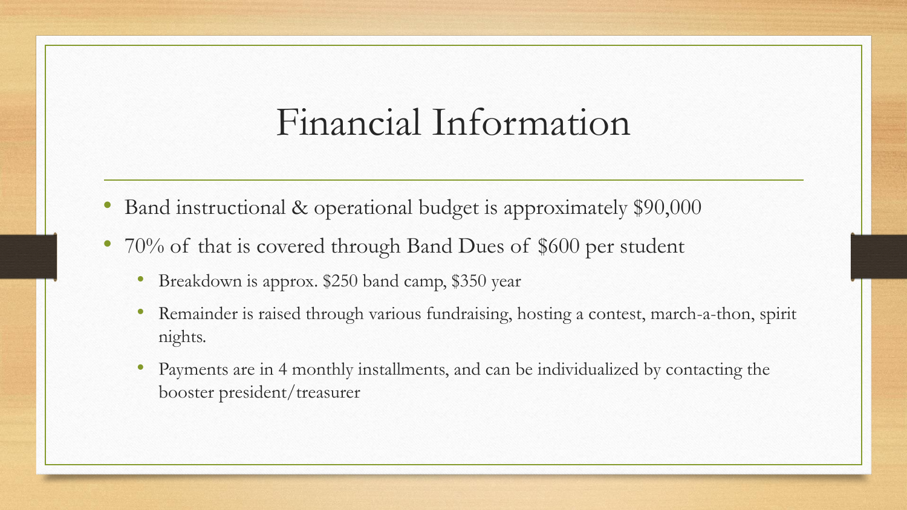# Financial Information

- Band instructional & operational budget is approximately $90,000
- 70% of that is covered through Band Dues of $600 per student
  - Breakdown is approx. $250 band camp, $350 year
  - Remainder is raised through various fundraising, hosting a contest, march-a-thon, spirit nights.
  - Payments are in 4 monthly installments, and can be individualized by contacting the booster president/treasurer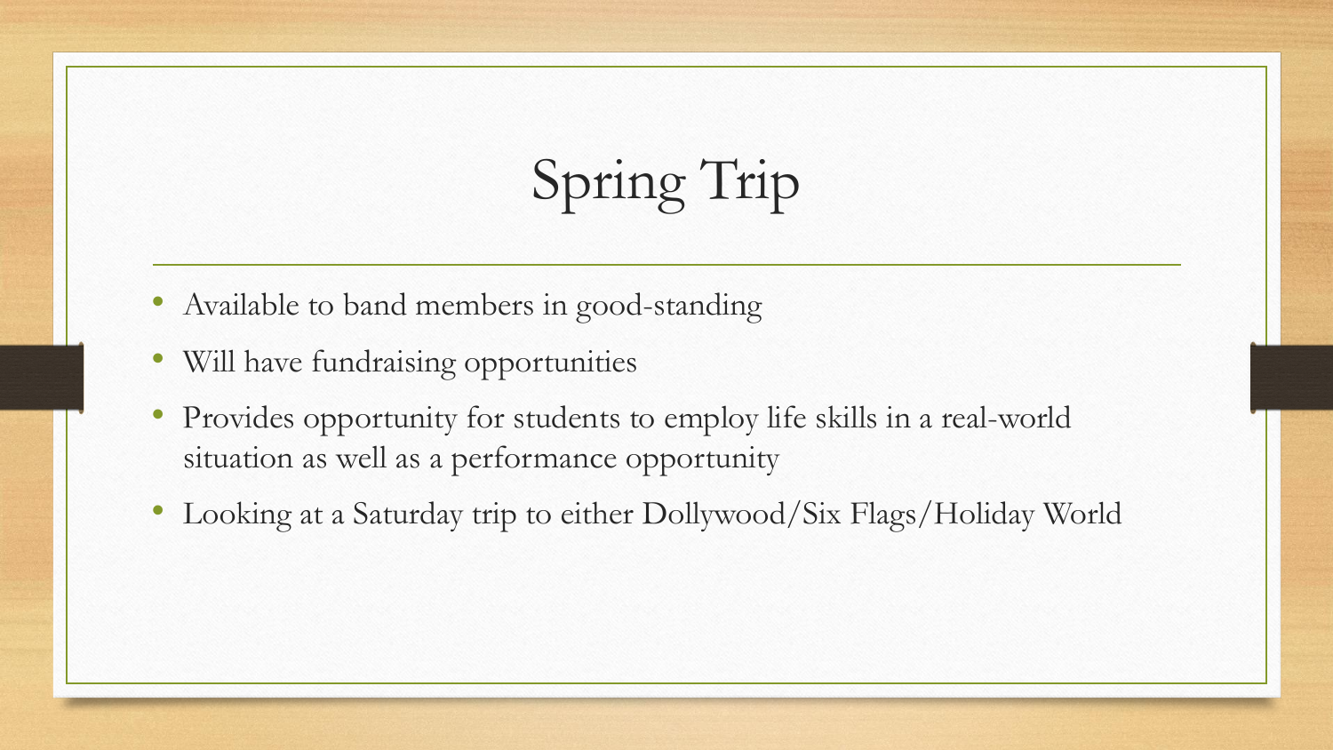# Spring Trip

- Available to band members in good-standing
- Will have fundraising opportunities
- Provides opportunity for students to employ life skills in a real-world situation as well as a performance opportunity
- Looking at a Saturday trip to either Dollywood/Six Flags/Holiday World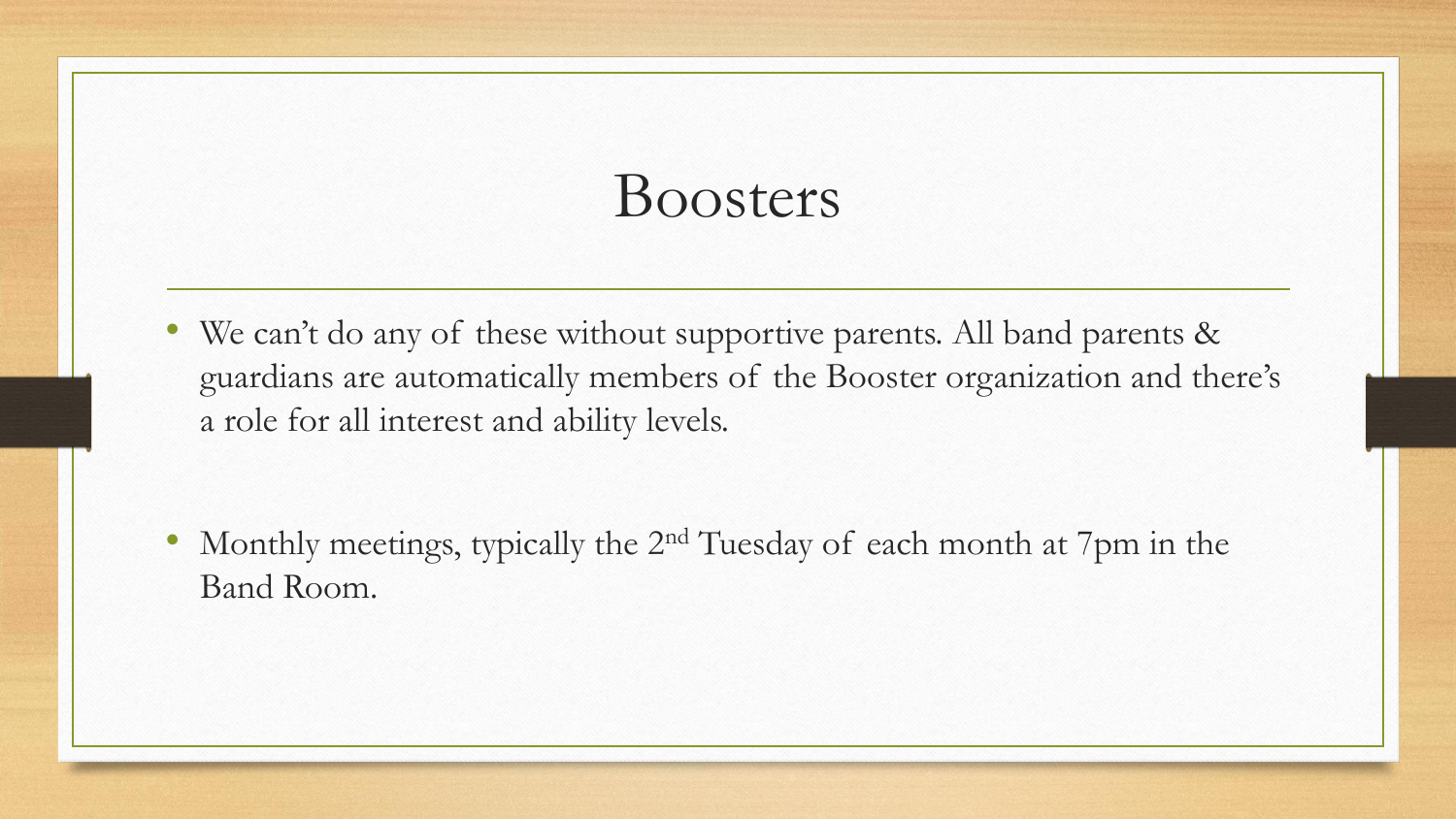# Boosters

- We can't do any of these without supportive parents. All band parents & guardians are automatically members of the Booster organization and there's a role for all interest and ability levels.

- Monthly meetings, typically the 2nd Tuesday of each month at 7pm in the Band Room.